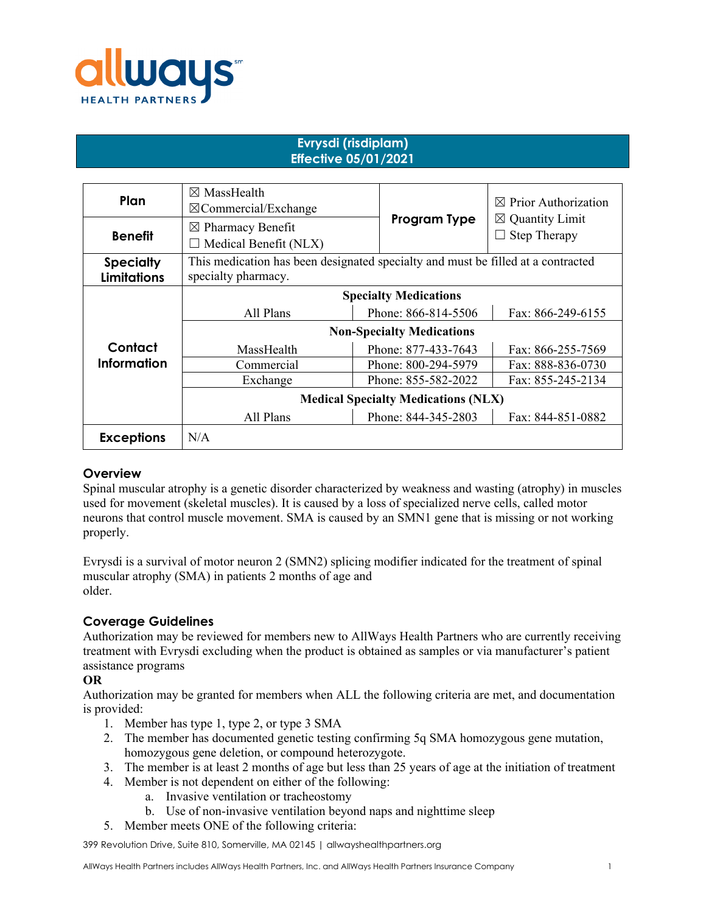# Evrysdi (risdiplam)
## Effective 05/01/2021

| Plan | ☒ MassHealth<br>☒Commercial/Exchange | Program Type | ☒ Prior Authorization<br>☒ Quantity Limit<br>☐ Step Therapy |
|---|---|---|---|
| Benefit | ☒ Pharmacy Benefit<br>☐ Medical Benefit (NLX) | | |
| Specialty Limitations | This medication has been designated specialty and must be filled at a contracted specialty pharmacy. | | |
| Contact Information | **Specialty Medications** | | |
| | All Plans | Phone: 866-814-5506 | Fax: 866-249-6155 |
| | **Non-Specialty Medications** | | |
| | MassHealth | Phone: 877-433-7643 | Fax: 866-255-7569 |
| | Commercial | Phone: 800-294-5979 | Fax: 888-836-0730 |
| | Exchange | Phone: 855-582-2022 | Fax: 855-245-2134 |
| | **Medical Specialty Medications (NLX)** | | |
| | All Plans | Phone: 844-345-2803 | Fax: 844-851-0882 |
| Exceptions | N/A | | |

### Overview

Spinal muscular atrophy is a genetic disorder characterized by weakness and wasting (atrophy) in muscles used for movement (skeletal muscles). It is caused by a loss of specialized nerve cells, called motor neurons that control muscle movement. SMA is caused by an SMN1 gene that is missing or not working properly.

Evrysdi is a survival of motor neuron 2 (SMN2) splicing modifier indicated for the treatment of spinal muscular atrophy (SMA) in patients 2 months of age and older.

### Coverage Guidelines

Authorization may be reviewed for members new to AllWays Health Partners who are currently receiving treatment with Evrysdi excluding when the product is obtained as samples or via manufacturer's patient assistance programs

**OR**

Authorization may be granted for members when ALL the following criteria are met, and documentation is provided:

1. Member has type 1, type 2, or type 3 SMA
2. The member has documented genetic testing confirming 5q SMA homozygous gene mutation, homozygous gene deletion, or compound heterozygote.
3. The member is at least 2 months of age but less than 25 years of age at the initiation of treatment
4. Member is not dependent on either of the following:
   a. Invasive ventilation or tracheostomy
   b. Use of non-invasive ventilation beyond naps and nighttime sleep
5. Member meets ONE of the following criteria:

399 Revolution Drive, Suite 810, Somerville, MA 02145 | allwayshealthpartners.org

AllWays Health Partners includes AllWays Health Partners, Inc. and AllWays Health Partners Insurance Company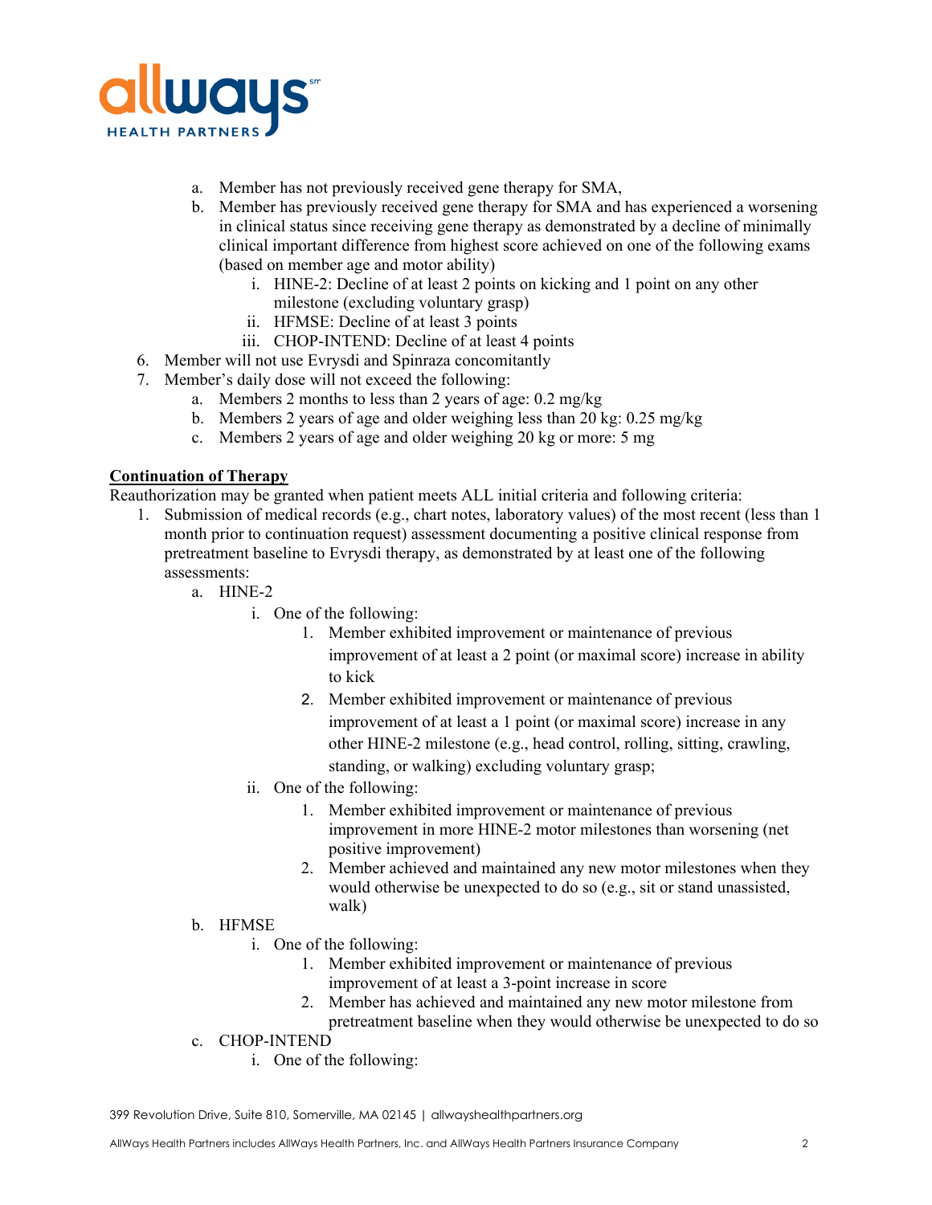a. Member has not previously received gene therapy for SMA,
   b. Member has previously received gene therapy for SMA and has experienced a worsening in clinical status since receiving gene therapy as demonstrated by a decline of minimally clinical important difference from highest score achieved on one of the following exams (based on member age and motor ability)
      i. HINE-2: Decline of at least 2 points on kicking and 1 point on any other milestone (excluding voluntary grasp)
      ii. HFMSE: Decline of at least 3 points
      iii. CHOP-INTEND: Decline of at least 4 points
6. Member will not use Evrysdi and Spinraza concomitantly
7. Member's daily dose will not exceed the following:
   a. Members 2 months to less than 2 years of age: 0.2 mg/kg
   b. Members 2 years of age and older weighing less than 20 kg: 0.25 mg/kg
   c. Members 2 years of age and older weighing 20 kg or more: 5 mg

**Continuation of Therapy**

Reauthorization may be granted when patient meets ALL initial criteria and following criteria:

1. Submission of medical records (e.g., chart notes, laboratory values) of the most recent (less than 1 month prior to continuation request) assessment documenting a positive clinical response from pretreatment baseline to Evrysdi therapy, as demonstrated by at least one of the following assessments:
   a. HINE-2
      i. One of the following:
         1. Member exhibited improvement or maintenance of previous improvement of at least a 2 point (or maximal score) increase in ability to kick
         2. Member exhibited improvement or maintenance of previous improvement of at least a 1 point (or maximal score) increase in any other HINE-2 milestone (e.g., head control, rolling, sitting, crawling, standing, or walking) excluding voluntary grasp;
      ii. One of the following:
         1. Member exhibited improvement or maintenance of previous improvement in more HINE-2 motor milestones than worsening (net positive improvement)
         2. Member achieved and maintained any new motor milestones when they would otherwise be unexpected to do so (e.g., sit or stand unassisted, walk)
   b. HFMSE
      i. One of the following:
         1. Member exhibited improvement or maintenance of previous improvement of at least a 3-point increase in score
         2. Member has achieved and maintained any new motor milestone from pretreatment baseline when they would otherwise be unexpected to do so
   c. CHOP-INTEND
      i. One of the following: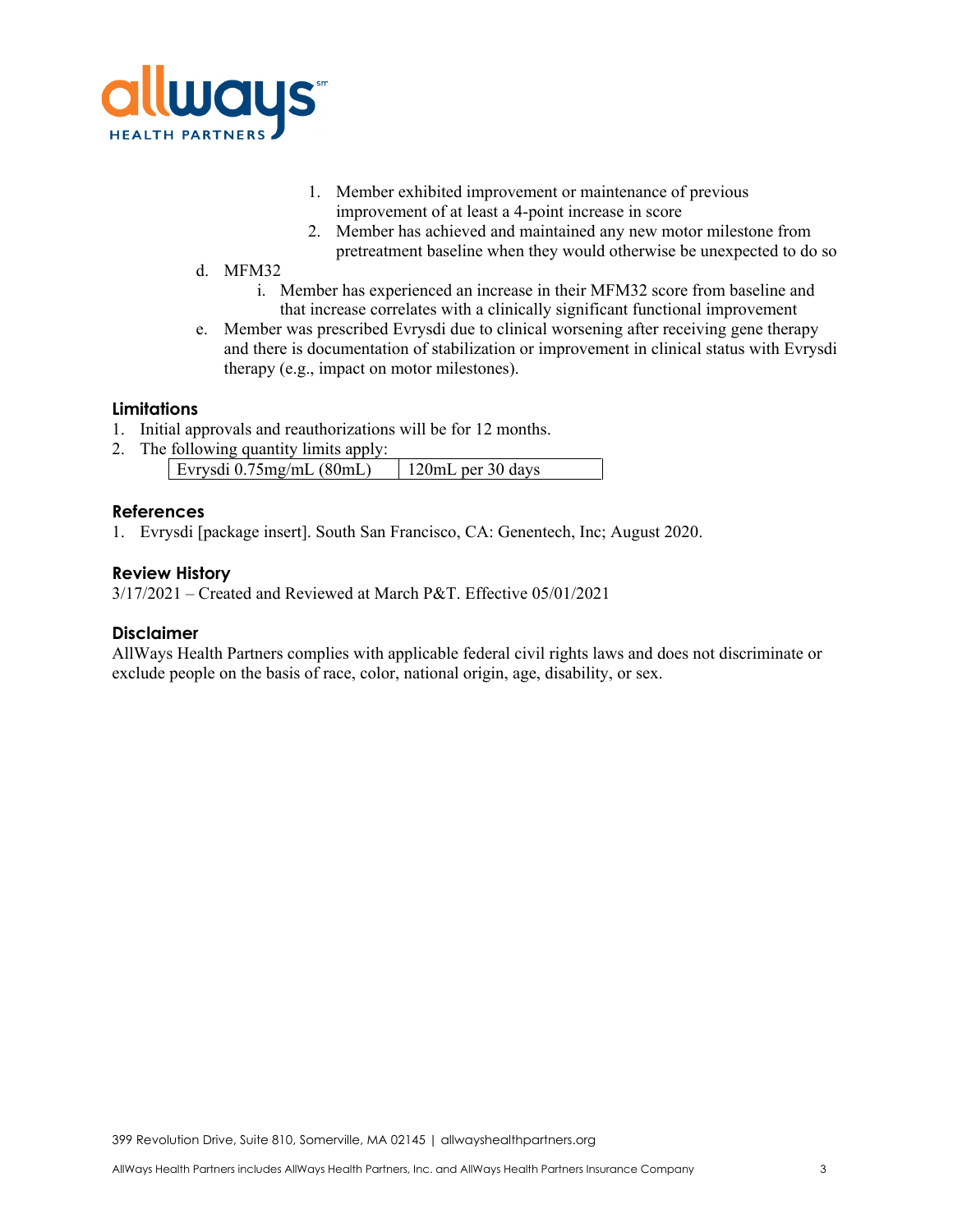1. Member exhibited improvement or maintenance of previous improvement of at least a 4-point increase in score
2. Member has achieved and maintained any new motor milestone from pretreatment baseline when they would otherwise be unexpected to do so

d. MFM32
   i. Member has experienced an increase in their MFM32 score from baseline and that increase correlates with a clinically significant functional improvement

e. Member was prescribed Evrysdi due to clinical worsening after receiving gene therapy and there is documentation of stabilization or improvement in clinical status with Evrysdi therapy (e.g., impact on motor milestones).

## Limitations

1. Initial approvals and reauthorizations will be for 12 months.
2. The following quantity limits apply:

| | |
|---|---|
| Evrysdi 0.75mg/mL (80mL) | 120mL per 30 days |

## References

1. Evrysdi [package insert]. South San Francisco, CA: Genentech, Inc; August 2020.

## Review History

3/17/2021 – Created and Reviewed at March P&T. Effective 05/01/2021

## Disclaimer

AllWays Health Partners complies with applicable federal civil rights laws and does not discriminate or exclude people on the basis of race, color, national origin, age, disability, or sex.